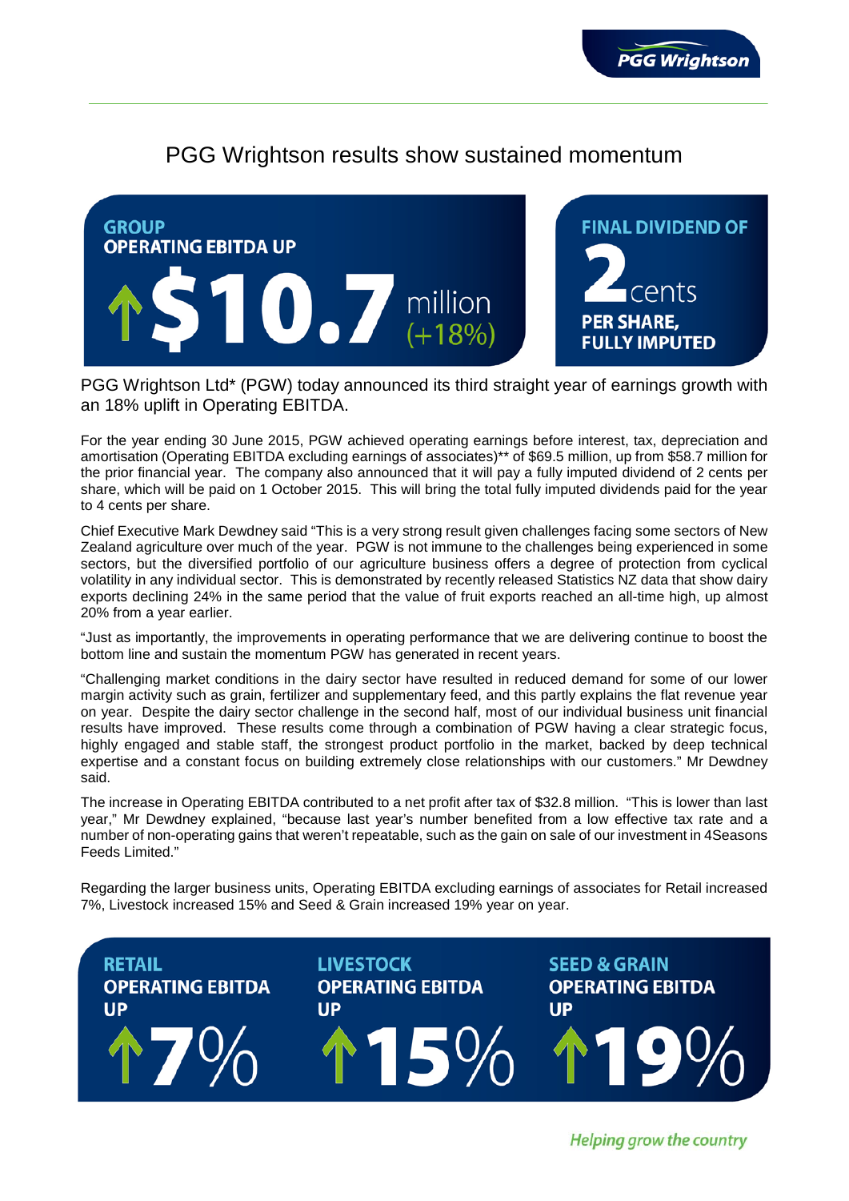PGG Wrightson

# PGG Wrightson results show sustained momentum

**GROUP OPERATING EBITDA UP**
**↑$10.7 million (+18%)**

**FINAL DIVIDEND OF 2 cents PER SHARE, FULLY IMPUTED**

PGG Wrightson Ltd* (PGW) today announced its third straight year of earnings growth with an 18% uplift in Operating EBITDA.

For the year ending 30 June 2015, PGW achieved operating earnings before interest, tax, depreciation and amortisation (Operating EBITDA excluding earnings of associates)** of $69.5 million, up from $58.7 million for the prior financial year. The company also announced that it will pay a fully imputed dividend of 2 cents per share, which will be paid on 1 October 2015. This will bring the total fully imputed dividends paid for the year to 4 cents per share.

Chief Executive Mark Dewdney said "This is a very strong result given challenges facing some sectors of New Zealand agriculture over much of the year. PGW is not immune to the challenges being experienced in some sectors, but the diversified portfolio of our agriculture business offers a degree of protection from cyclical volatility in any individual sector. This is demonstrated by recently released Statistics NZ data that show dairy exports declining 24% in the same period that the value of fruit exports reached an all-time high, up almost 20% from a year earlier.

"Just as importantly, the improvements in operating performance that we are delivering continue to boost the bottom line and sustain the momentum PGW has generated in recent years.

"Challenging market conditions in the dairy sector have resulted in reduced demand for some of our lower margin activity such as grain, fertilizer and supplementary feed, and this partly explains the flat revenue year on year. Despite the dairy sector challenge in the second half, most of our individual business unit financial results have improved. These results come through a combination of PGW having a clear strategic focus, highly engaged and stable staff, the strongest product portfolio in the market, backed by deep technical expertise and a constant focus on building extremely close relationships with our customers." Mr Dewdney said.

The increase in Operating EBITDA contributed to a net profit after tax of $32.8 million. "This is lower than last year," Mr Dewdney explained, "because last year's number benefited from a low effective tax rate and a number of non-operating gains that weren't repeatable, such as the gain on sale of our investment in 4Seasons Feeds Limited."

Regarding the larger business units, Operating EBITDA excluding earnings of associates for Retail increased 7%, Livestock increased 15% and Seed & Grain increased 19% year on year.

**RETAIL OPERATING EBITDA UP ↑7%**

**LIVESTOCK OPERATING EBITDA UP ↑15%**

**SEED & GRAIN OPERATING EBITDA UP ↑19%**

*Helping grow the country*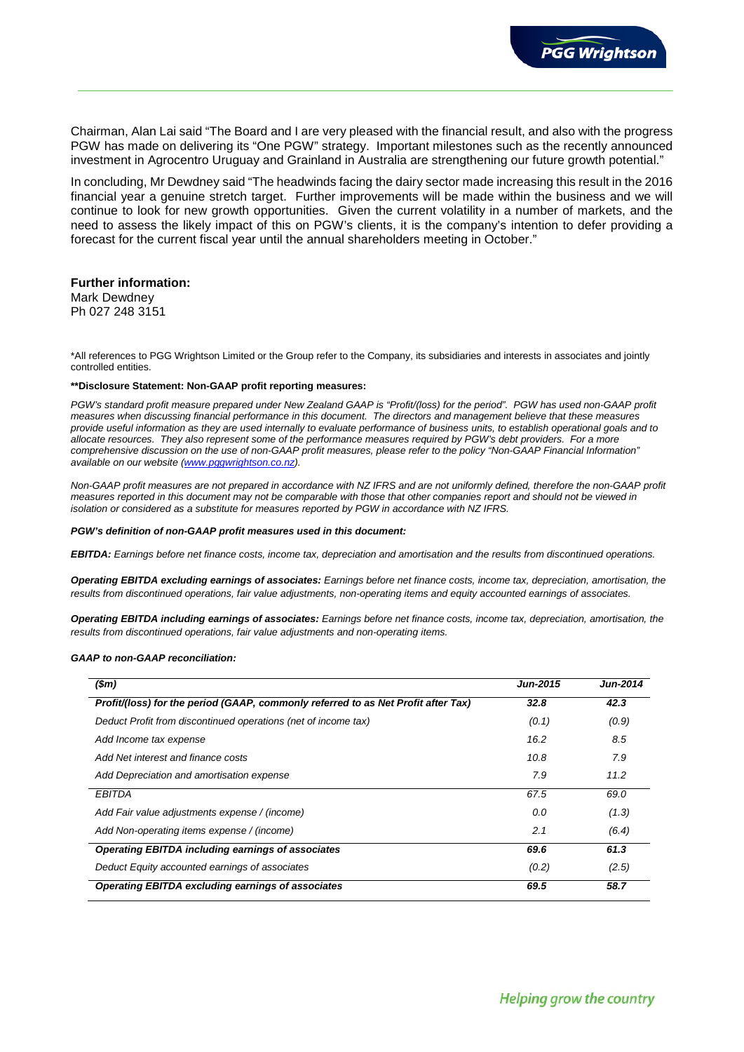Chairman, Alan Lai said "The Board and I are very pleased with the financial result, and also with the progress PGW has made on delivering its "One PGW" strategy. Important milestones such as the recently announced investment in Agrocentro Uruguay and Grainland in Australia are strengthening our future growth potential."

In concluding, Mr Dewdney said "The headwinds facing the dairy sector made increasing this result in the 2016 financial year a genuine stretch target. Further improvements will be made within the business and we will continue to look for new growth opportunities. Given the current volatility in a number of markets, and the need to assess the likely impact of this on PGW's clients, it is the company's intention to defer providing a forecast for the current fiscal year until the annual shareholders meeting in October."

**Further information:**
Mark Dewdney
Ph 027 248 3151

*All references to PGG Wrightson Limited or the Group refer to the Company, its subsidiaries and interests in associates and jointly controlled entities.

****Disclosure Statement: Non-GAAP profit reporting measures:**

*PGW's standard profit measure prepared under New Zealand GAAP is "Profit/(loss) for the period". PGW has used non-GAAP profit measures when discussing financial performance in this document. The directors and management believe that these measures provide useful information as they are used internally to evaluate performance of business units, to establish operational goals and to allocate resources. They also represent some of the performance measures required by PGW's debt providers. For a more comprehensive discussion on the use of non-GAAP profit measures, please refer to the policy "Non-GAAP Financial Information" available on our website (www.pggwrightson.co.nz).*

*Non-GAAP profit measures are not prepared in accordance with NZ IFRS and are not uniformly defined, therefore the non-GAAP profit measures reported in this document may not be comparable with those that other companies report and should not be viewed in isolation or considered as a substitute for measures reported by PGW in accordance with NZ IFRS.*

***PGW's definition of non-GAAP profit measures used in this document:***

***EBITDA:*** *Earnings before net finance costs, income tax, depreciation and amortisation and the results from discontinued operations.*

***Operating EBITDA excluding earnings of associates:*** *Earnings before net finance costs, income tax, depreciation, amortisation, the results from discontinued operations, fair value adjustments, non-operating items and equity accounted earnings of associates.*

***Operating EBITDA including earnings of associates:*** *Earnings before net finance costs, income tax, depreciation, amortisation, the results from discontinued operations, fair value adjustments and non-operating items.*

***GAAP to non-GAAP reconciliation:***

| *($m)* | *Jun-2015* | *Jun-2014* |
|---|---|---|
| ***Profit/(loss) for the period (GAAP, commonly referred to as Net Profit after Tax)*** | ***32.8*** | ***42.3*** |
| *Deduct Profit from discontinued operations (net of income tax)* | *(0.1)* | *(0.9)* |
| *Add Income tax expense* | *16.2* | *8.5* |
| *Add Net interest and finance costs* | *10.8* | *7.9* |
| *Add Depreciation and amortisation expense* | *7.9* | *11.2* |
| *EBITDA* | *67.5* | *69.0* |
| *Add Fair value adjustments expense / (income)* | *0.0* | *(1.3)* |
| *Add Non-operating items expense / (income)* | *2.1* | *(6.4)* |
| ***Operating EBITDA including earnings of associates*** | ***69.6*** | ***61.3*** |
| *Deduct Equity accounted earnings of associates* | *(0.2)* | *(2.5)* |
| ***Operating EBITDA excluding earnings of associates*** | ***69.5*** | ***58.7*** |